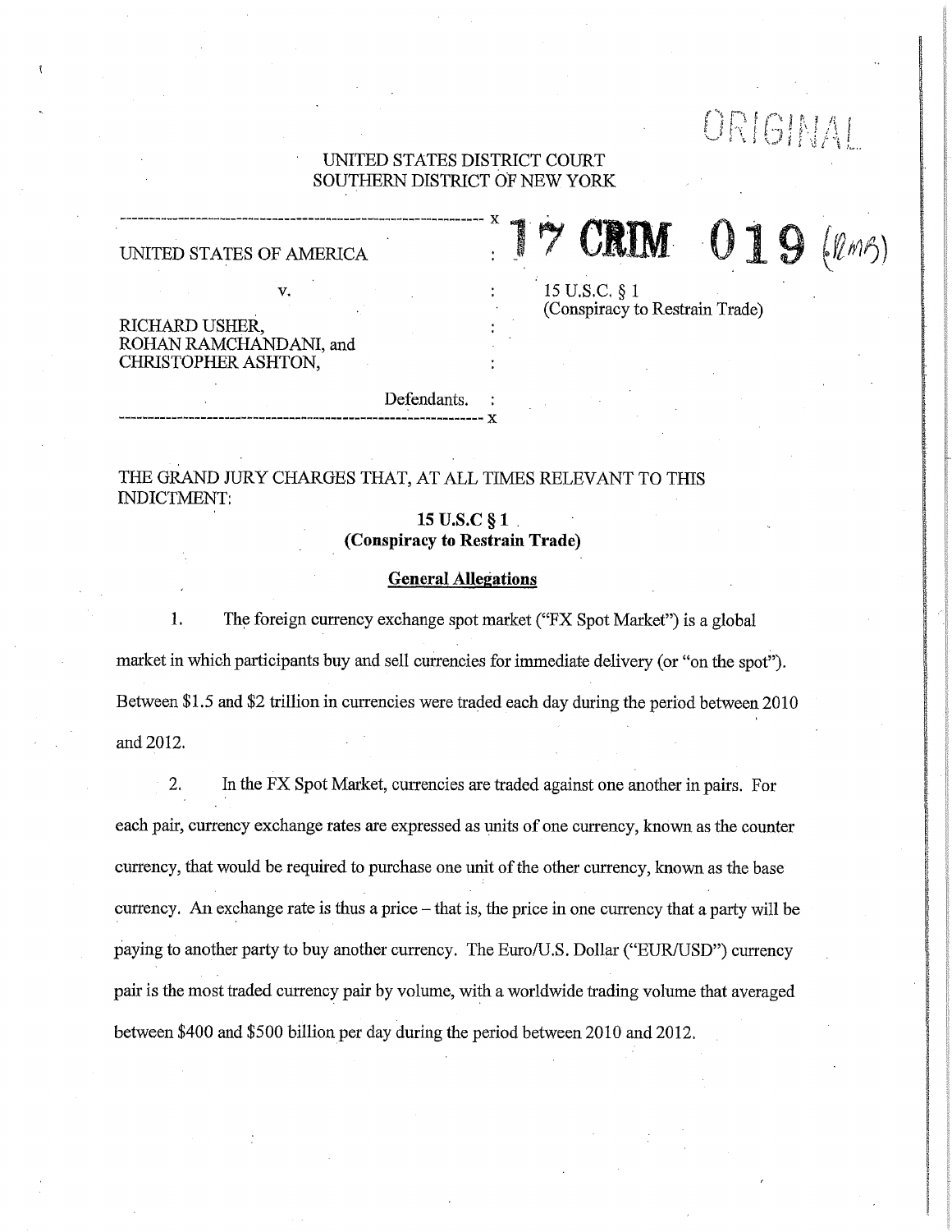ORIGINAL

UNITED STATES DISTRICT COURT
SOUTHERN DISTRICT OF NEW YORK

| | | |
|---|---|---|
| UNITED STATES OF AMERICA | : | **17 CRIM 019** (RMB) |
| v. | : | 15 U.S.C. § 1 (Conspiracy to Restrain Trade) |
| RICHARD USHER, ROHAN RAMCHANDANI, and CHRISTOPHER ASHTON, | : | |
| Defendants. | : | |

THE GRAND JURY CHARGES THAT, AT ALL TIMES RELEVANT TO THIS INDICTMENT:

**15 U.S.C § 1**
**(Conspiracy to Restrain Trade)**

**General Allegations**

1. The foreign currency exchange spot market ("FX Spot Market") is a global market in which participants buy and sell currencies for immediate delivery (or "on the spot"). Between $1.5 and $2 trillion in currencies were traded each day during the period between 2010 and 2012.

2. In the FX Spot Market, currencies are traded against one another in pairs. For each pair, currency exchange rates are expressed as units of one currency, known as the counter currency, that would be required to purchase one unit of the other currency, known as the base currency. An exchange rate is thus a price – that is, the price in one currency that a party will be paying to another party to buy another currency. The Euro/U.S. Dollar ("EUR/USD") currency pair is the most traded currency pair by volume, with a worldwide trading volume that averaged between $400 and $500 billion per day during the period between 2010 and 2012.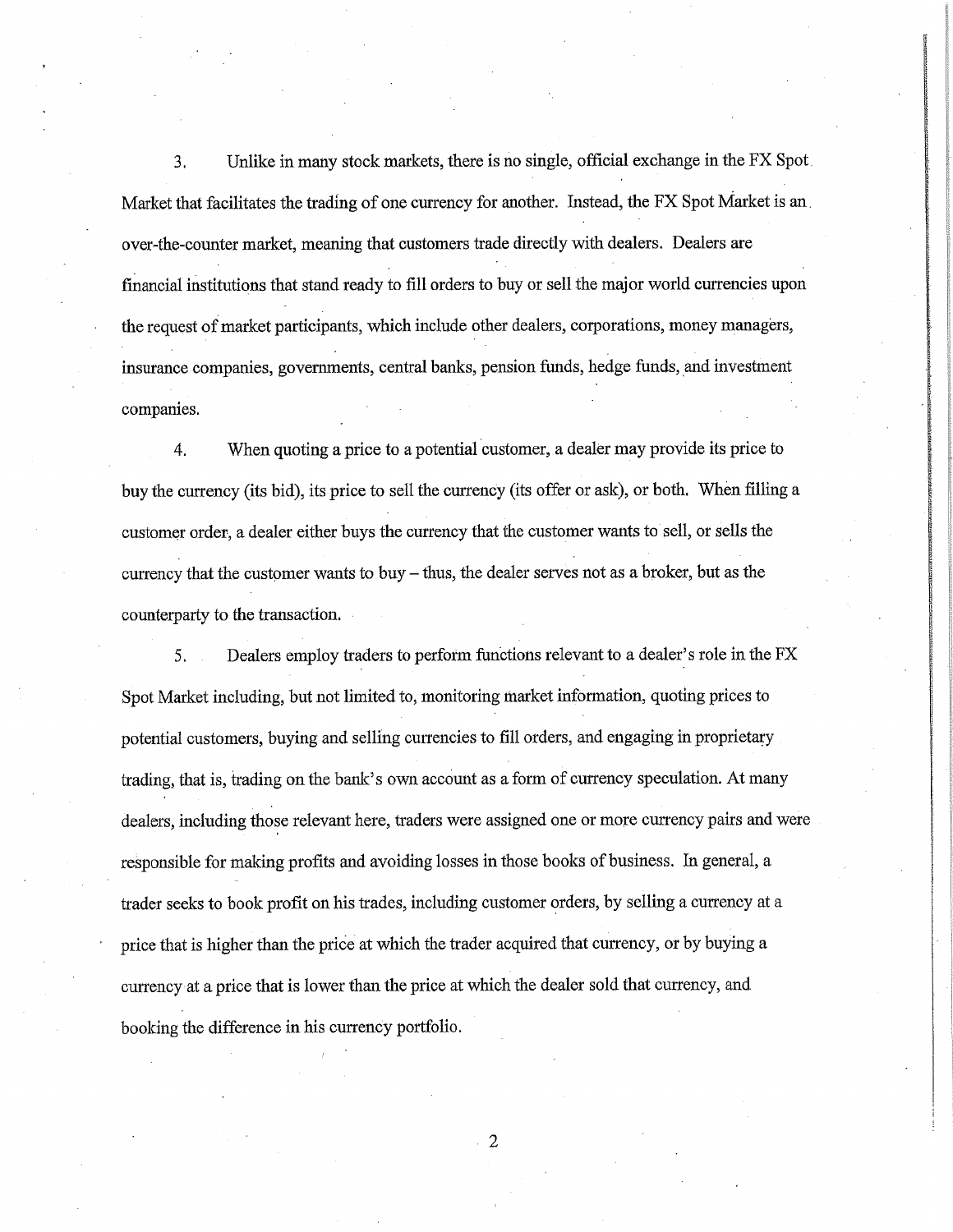3. Unlike in many stock markets, there is no single, official exchange in the FX Spot Market that facilitates the trading of one currency for another. Instead, the FX Spot Market is an over-the-counter market, meaning that customers trade directly with dealers. Dealers are financial institutions that stand ready to fill orders to buy or sell the major world currencies upon the request of market participants, which include other dealers, corporations, money managers, insurance companies, governments, central banks, pension funds, hedge funds, and investment companies.

4. When quoting a price to a potential customer, a dealer may provide its price to buy the currency (its bid), its price to sell the currency (its offer or ask), or both. When filling a customer order, a dealer either buys the currency that the customer wants to sell, or sells the currency that the customer wants to buy – thus, the dealer serves not as a broker, but as the counterparty to the transaction.

5. Dealers employ traders to perform functions relevant to a dealer's role in the FX Spot Market including, but not limited to, monitoring market information, quoting prices to potential customers, buying and selling currencies to fill orders, and engaging in proprietary trading, that is, trading on the bank's own account as a form of currency speculation. At many dealers, including those relevant here, traders were assigned one or more currency pairs and were responsible for making profits and avoiding losses in those books of business. In general, a trader seeks to book profit on his trades, including customer orders, by selling a currency at a price that is higher than the price at which the trader acquired that currency, or by buying a currency at a price that is lower than the price at which the dealer sold that currency, and booking the difference in his currency portfolio.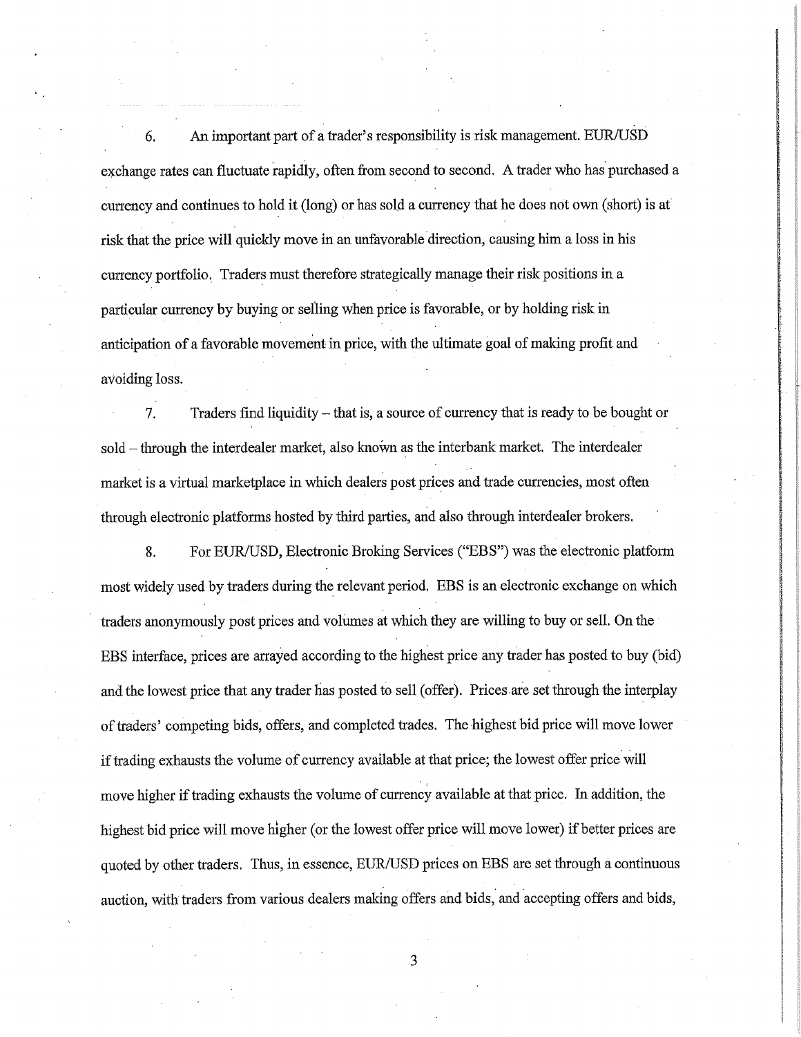6. An important part of a trader's responsibility is risk management. EUR/USD exchange rates can fluctuate rapidly, often from second to second. A trader who has purchased a currency and continues to hold it (long) or has sold a currency that he does not own (short) is at risk that the price will quickly move in an unfavorable direction, causing him a loss in his currency portfolio. Traders must therefore strategically manage their risk positions in a particular currency by buying or selling when price is favorable, or by holding risk in anticipation of a favorable movement in price, with the ultimate goal of making profit and avoiding loss.

7. Traders find liquidity – that is, a source of currency that is ready to be bought or sold – through the interdealer market, also known as the interbank market. The interdealer market is a virtual marketplace in which dealers post prices and trade currencies, most often through electronic platforms hosted by third parties, and also through interdealer brokers.

8. For EUR/USD, Electronic Broking Services ("EBS") was the electronic platform most widely used by traders during the relevant period. EBS is an electronic exchange on which traders anonymously post prices and volumes at which they are willing to buy or sell. On the EBS interface, prices are arrayed according to the highest price any trader has posted to buy (bid) and the lowest price that any trader has posted to sell (offer). Prices are set through the interplay of traders' competing bids, offers, and completed trades. The highest bid price will move lower if trading exhausts the volume of currency available at that price; the lowest offer price will move higher if trading exhausts the volume of currency available at that price. In addition, the highest bid price will move higher (or the lowest offer price will move lower) if better prices are quoted by other traders. Thus, in essence, EUR/USD prices on EBS are set through a continuous auction, with traders from various dealers making offers and bids, and accepting offers and bids,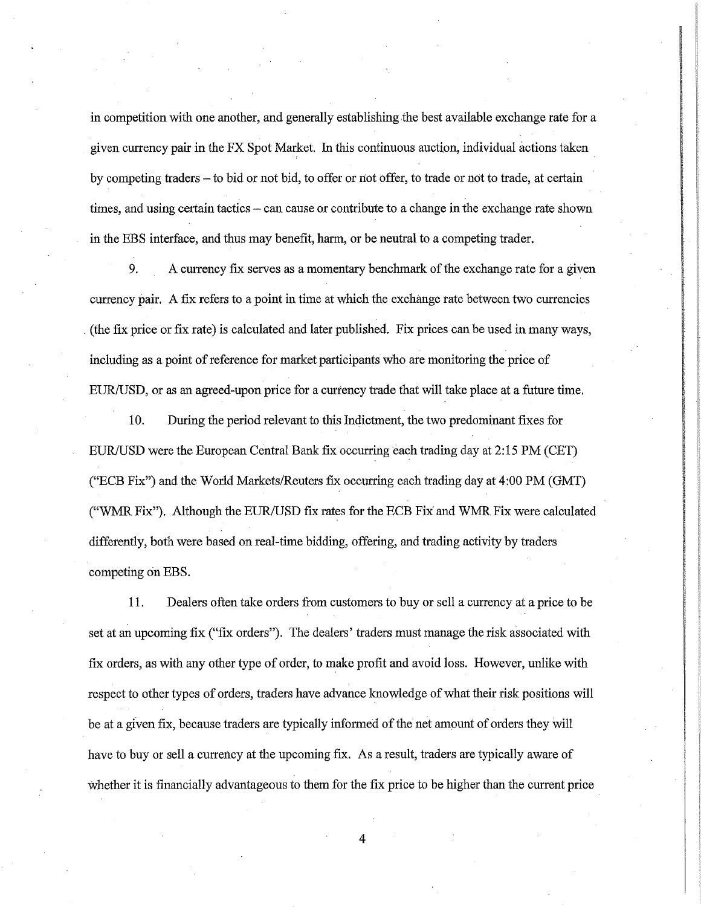in competition with one another, and generally establishing the best available exchange rate for a given currency pair in the FX Spot Market. In this continuous auction, individual actions taken by competing traders – to bid or not bid, to offer or not offer, to trade or not to trade, at certain times, and using certain tactics – can cause or contribute to a change in the exchange rate shown in the EBS interface, and thus may benefit, harm, or be neutral to a competing trader.

9. A currency fix serves as a momentary benchmark of the exchange rate for a given currency pair. A fix refers to a point in time at which the exchange rate between two currencies (the fix price or fix rate) is calculated and later published. Fix prices can be used in many ways, including as a point of reference for market participants who are monitoring the price of EUR/USD, or as an agreed-upon price for a currency trade that will take place at a future time.

10. During the period relevant to this Indictment, the two predominant fixes for EUR/USD were the European Central Bank fix occurring each trading day at 2:15 PM (CET) ("ECB Fix") and the World Markets/Reuters fix occurring each trading day at 4:00 PM (GMT) ("WMR Fix"). Although the EUR/USD fix rates for the ECB Fix and WMR Fix were calculated differently, both were based on real-time bidding, offering, and trading activity by traders competing on EBS.

11. Dealers often take orders from customers to buy or sell a currency at a price to be set at an upcoming fix ("fix orders"). The dealers' traders must manage the risk associated with fix orders, as with any other type of order, to make profit and avoid loss. However, unlike with respect to other types of orders, traders have advance knowledge of what their risk positions will be at a given fix, because traders are typically informed of the net amount of orders they will have to buy or sell a currency at the upcoming fix. As a result, traders are typically aware of whether it is financially advantageous to them for the fix price to be higher than the current price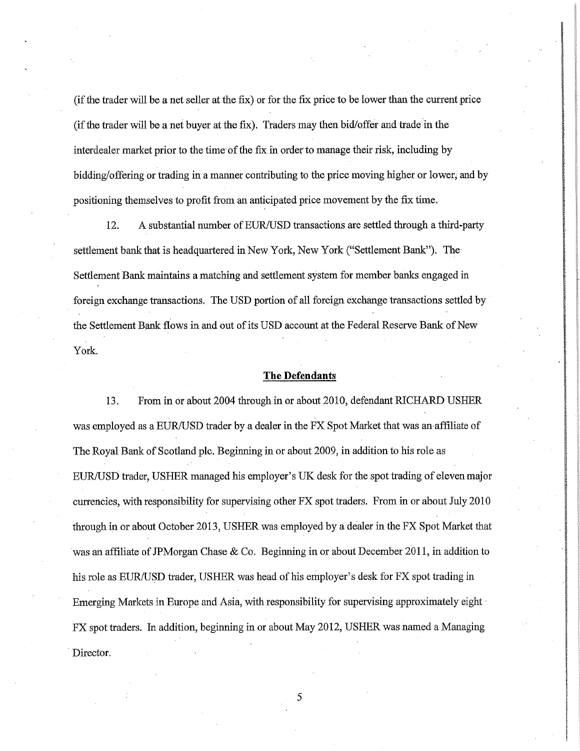(if the trader will be a net seller at the fix) or for the fix price to be lower than the current price (if the trader will be a net buyer at the fix). Traders may then bid/offer and trade in the interdealer market prior to the time of the fix in order to manage their risk, including by bidding/offering or trading in a manner contributing to the price moving higher or lower, and by positioning themselves to profit from an anticipated price movement by the fix time.

12. A substantial number of EUR/USD transactions are settled through a third-party settlement bank that is headquartered in New York, New York ("Settlement Bank"). The Settlement Bank maintains a matching and settlement system for member banks engaged in foreign exchange transactions. The USD portion of all foreign exchange transactions settled by the Settlement Bank flows in and out of its USD account at the Federal Reserve Bank of New York.

## **The Defendants**

13. From in or about 2004 through in or about 2010, defendant RICHARD USHER was employed as a EUR/USD trader by a dealer in the FX Spot Market that was an affiliate of The Royal Bank of Scotland plc. Beginning in or about 2009, in addition to his role as EUR/USD trader, USHER managed his employer's UK desk for the spot trading of eleven major currencies, with responsibility for supervising other FX spot traders. From in or about July 2010 through in or about October 2013, USHER was employed by a dealer in the FX Spot Market that was an affiliate of JPMorgan Chase & Co. Beginning in or about December 2011, in addition to his role as EUR/USD trader, USHER was head of his employer's desk for FX spot trading in Emerging Markets in Europe and Asia, with responsibility for supervising approximately eight FX spot traders. In addition, beginning in or about May 2012, USHER was named a Managing Director.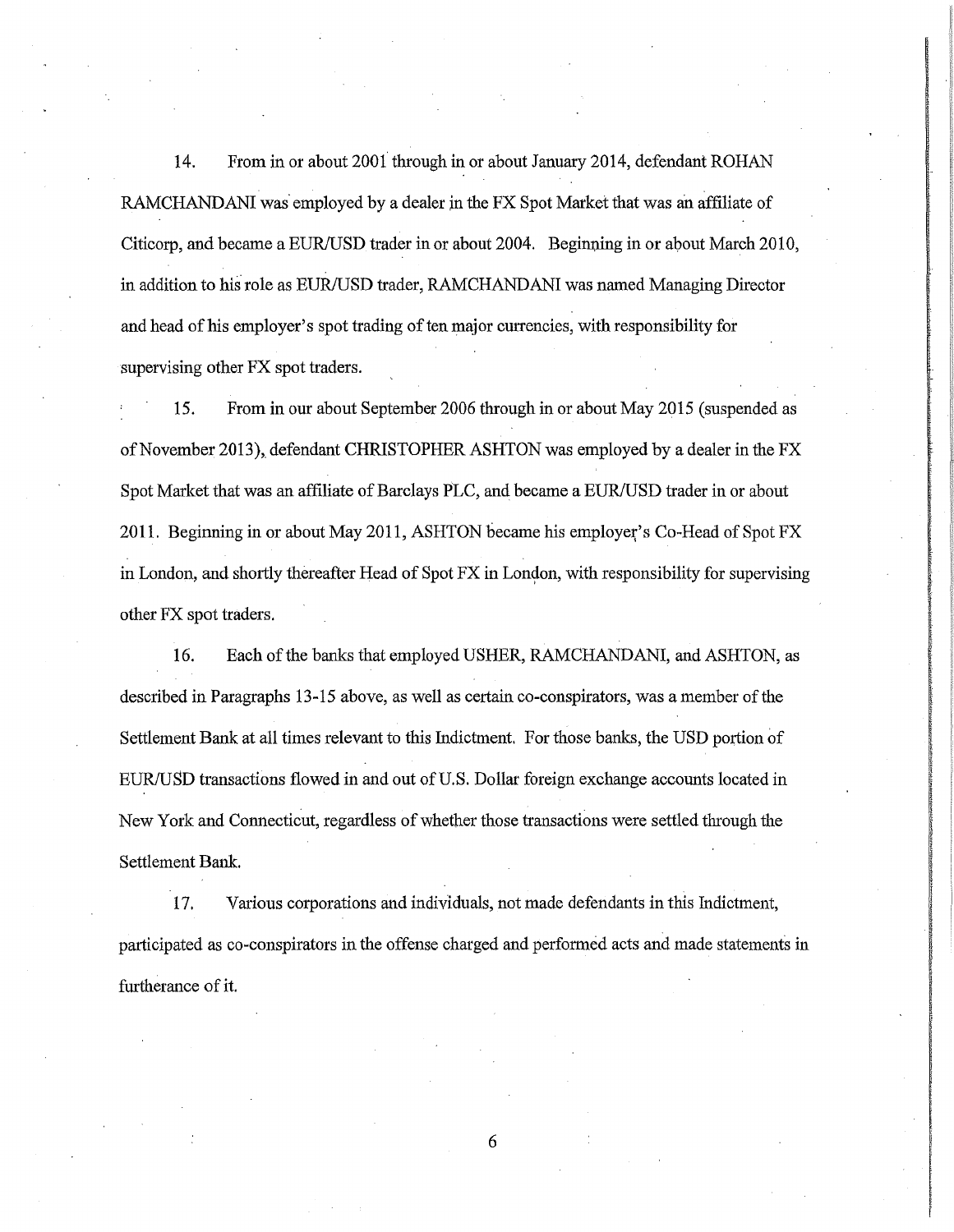14. From in or about 2001 through in or about January 2014, defendant ROHAN RAMCHANDANI was employed by a dealer in the FX Spot Market that was an affiliate of Citicorp, and became a EUR/USD trader in or about 2004. Beginning in or about March 2010, in addition to his role as EUR/USD trader, RAMCHANDANI was named Managing Director and head of his employer's spot trading of ten major currencies, with responsibility for supervising other FX spot traders.

15. From in our about September 2006 through in or about May 2015 (suspended as of November 2013), defendant CHRISTOPHER ASHTON was employed by a dealer in the FX Spot Market that was an affiliate of Barclays PLC, and became a EUR/USD trader in or about 2011. Beginning in or about May 2011, ASHTON became his employer's Co-Head of Spot FX in London, and shortly thereafter Head of Spot FX in London, with responsibility for supervising other FX spot traders.

16. Each of the banks that employed USHER, RAMCHANDANI, and ASHTON, as described in Paragraphs 13-15 above, as well as certain co-conspirators, was a member of the Settlement Bank at all times relevant to this Indictment. For those banks, the USD portion of EUR/USD transactions flowed in and out of U.S. Dollar foreign exchange accounts located in New York and Connecticut, regardless of whether those transactions were settled through the Settlement Bank.

17. Various corporations and individuals, not made defendants in this Indictment, participated as co-conspirators in the offense charged and performed acts and made statements in furtherance of it.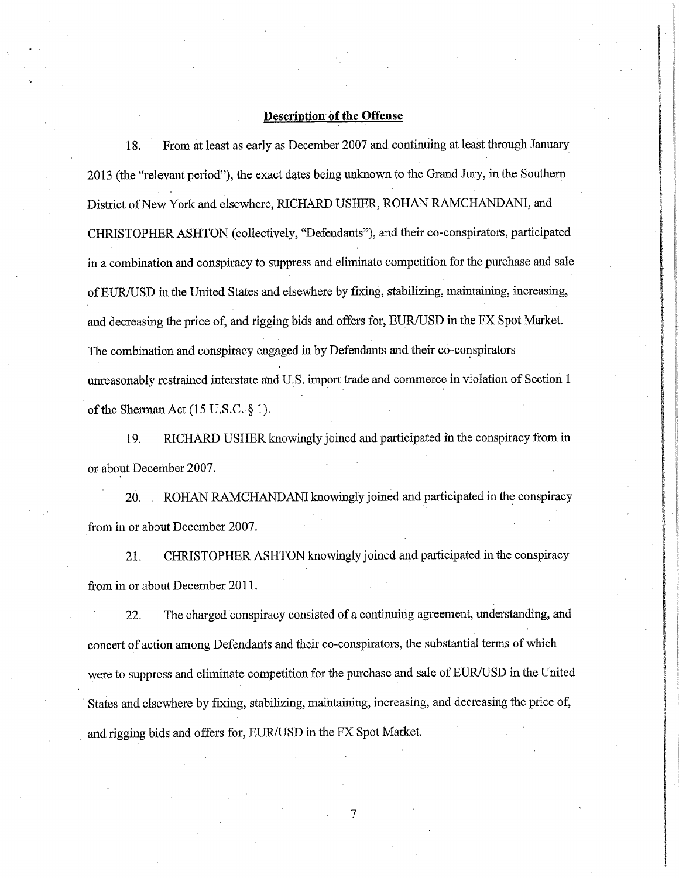## Description of the Offense

18. From at least as early as December 2007 and continuing at least through January 2013 (the "relevant period"), the exact dates being unknown to the Grand Jury, in the Southern District of New York and elsewhere, RICHARD USHER, ROHAN RAMCHANDANI, and CHRISTOPHER ASHTON (collectively, "Defendants"), and their co-conspirators, participated in a combination and conspiracy to suppress and eliminate competition for the purchase and sale of EUR/USD in the United States and elsewhere by fixing, stabilizing, maintaining, increasing, and decreasing the price of, and rigging bids and offers for, EUR/USD in the FX Spot Market. The combination and conspiracy engaged in by Defendants and their co-conspirators unreasonably restrained interstate and U.S. import trade and commerce in violation of Section 1 of the Sherman Act (15 U.S.C. § 1).

19. RICHARD USHER knowingly joined and participated in the conspiracy from in or about December 2007.

20. ROHAN RAMCHANDANI knowingly joined and participated in the conspiracy from in or about December 2007.

21. CHRISTOPHER ASHTON knowingly joined and participated in the conspiracy from in or about December 2011.

22. The charged conspiracy consisted of a continuing agreement, understanding, and concert of action among Defendants and their co-conspirators, the substantial terms of which were to suppress and eliminate competition for the purchase and sale of EUR/USD in the United States and elsewhere by fixing, stabilizing, maintaining, increasing, and decreasing the price of, and rigging bids and offers for, EUR/USD in the FX Spot Market.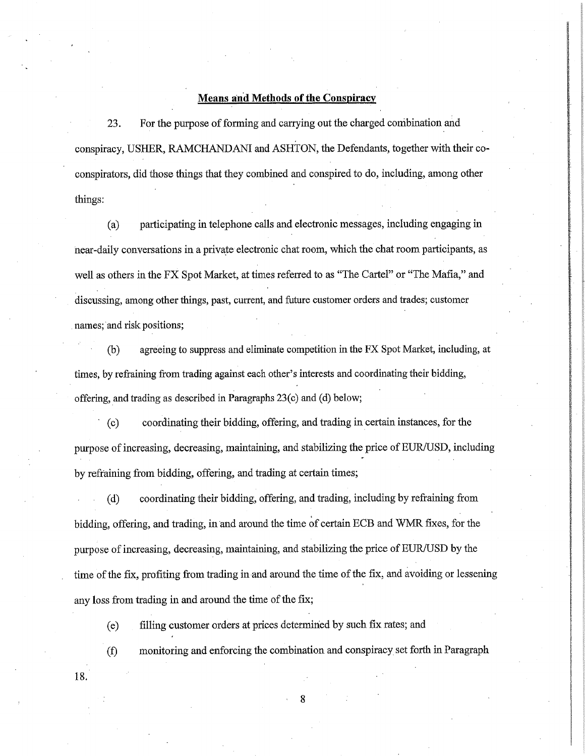**Means and Methods of the Conspiracy**

23. For the purpose of forming and carrying out the charged combination and conspiracy, USHER, RAMCHANDANI and ASHTON, the Defendants, together with their co-conspirators, did those things that they combined and conspired to do, including, among other things:

(a) participating in telephone calls and electronic messages, including engaging in near-daily conversations in a private electronic chat room, which the chat room participants, as well as others in the FX Spot Market, at times referred to as "The Cartel" or "The Mafia," and discussing, among other things, past, current, and future customer orders and trades; customer names; and risk positions;

(b) agreeing to suppress and eliminate competition in the FX Spot Market, including, at times, by refraining from trading against each other's interests and coordinating their bidding, offering, and trading as described in Paragraphs 23(c) and (d) below;

(c) coordinating their bidding, offering, and trading in certain instances, for the purpose of increasing, decreasing, maintaining, and stabilizing the price of EUR/USD, including by refraining from bidding, offering, and trading at certain times;

(d) coordinating their bidding, offering, and trading, including by refraining from bidding, offering, and trading, in and around the time of certain ECB and WMR fixes, for the purpose of increasing, decreasing, maintaining, and stabilizing the price of EUR/USD by the time of the fix, profiting from trading in and around the time of the fix, and avoiding or lessening any loss from trading in and around the time of the fix;

(e) filling customer orders at prices determined by such fix rates; and

(f) monitoring and enforcing the combination and conspiracy set forth in Paragraph 18.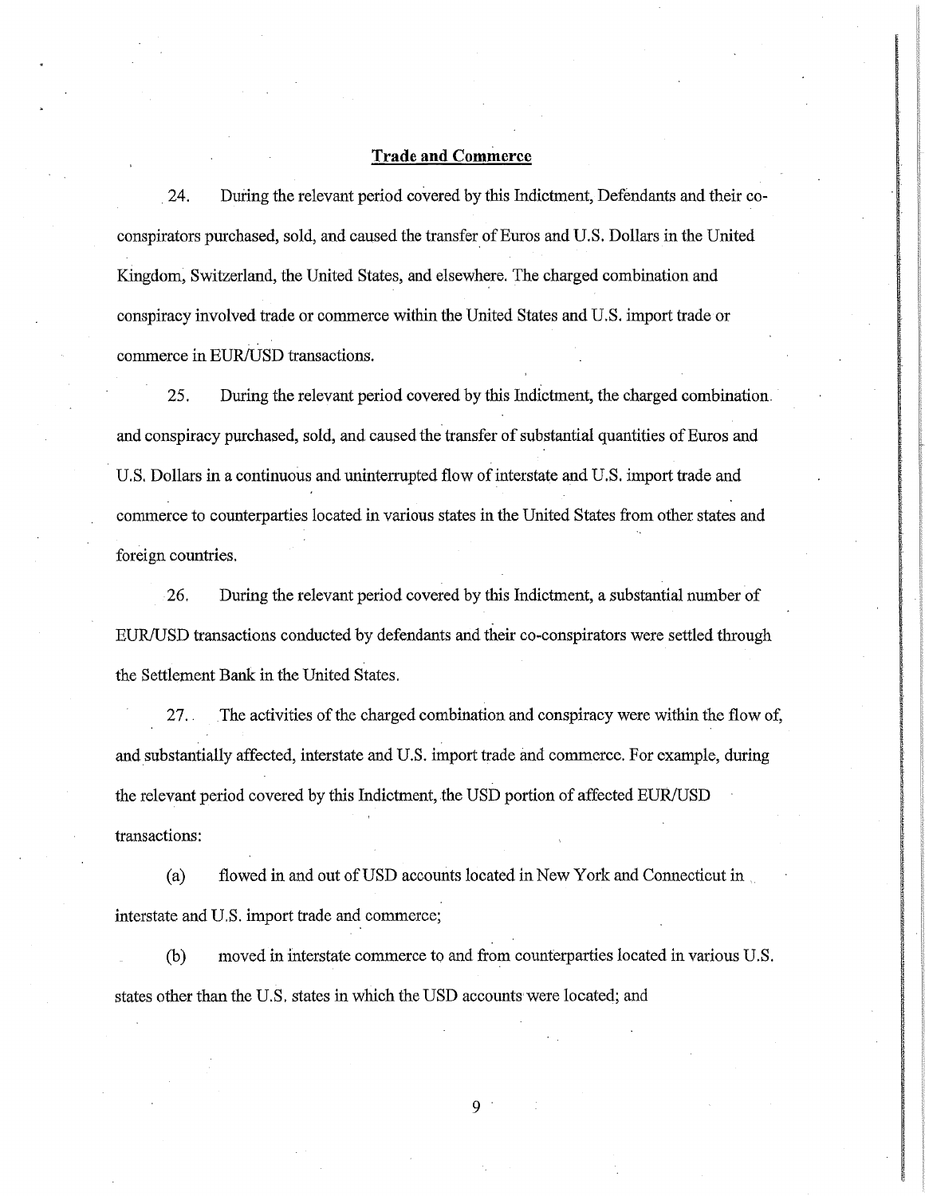**Trade and Commerce**

24. During the relevant period covered by this Indictment, Defendants and their co-conspirators purchased, sold, and caused the transfer of Euros and U.S. Dollars in the United Kingdom, Switzerland, the United States, and elsewhere. The charged combination and conspiracy involved trade or commerce within the United States and U.S. import trade or commerce in EUR/USD transactions.

25. During the relevant period covered by this Indictment, the charged combination and conspiracy purchased, sold, and caused the transfer of substantial quantities of Euros and U.S. Dollars in a continuous and uninterrupted flow of interstate and U.S. import trade and commerce to counterparties located in various states in the United States from other states and foreign countries.

26. During the relevant period covered by this Indictment, a substantial number of EUR/USD transactions conducted by defendants and their co-conspirators were settled through the Settlement Bank in the United States.

27. The activities of the charged combination and conspiracy were within the flow of, and substantially affected, interstate and U.S. import trade and commerce. For example, during the relevant period covered by this Indictment, the USD portion of affected EUR/USD transactions:

(a) flowed in and out of USD accounts located in New York and Connecticut in interstate and U.S. import trade and commerce;

(b) moved in interstate commerce to and from counterparties located in various U.S. states other than the U.S. states in which the USD accounts were located; and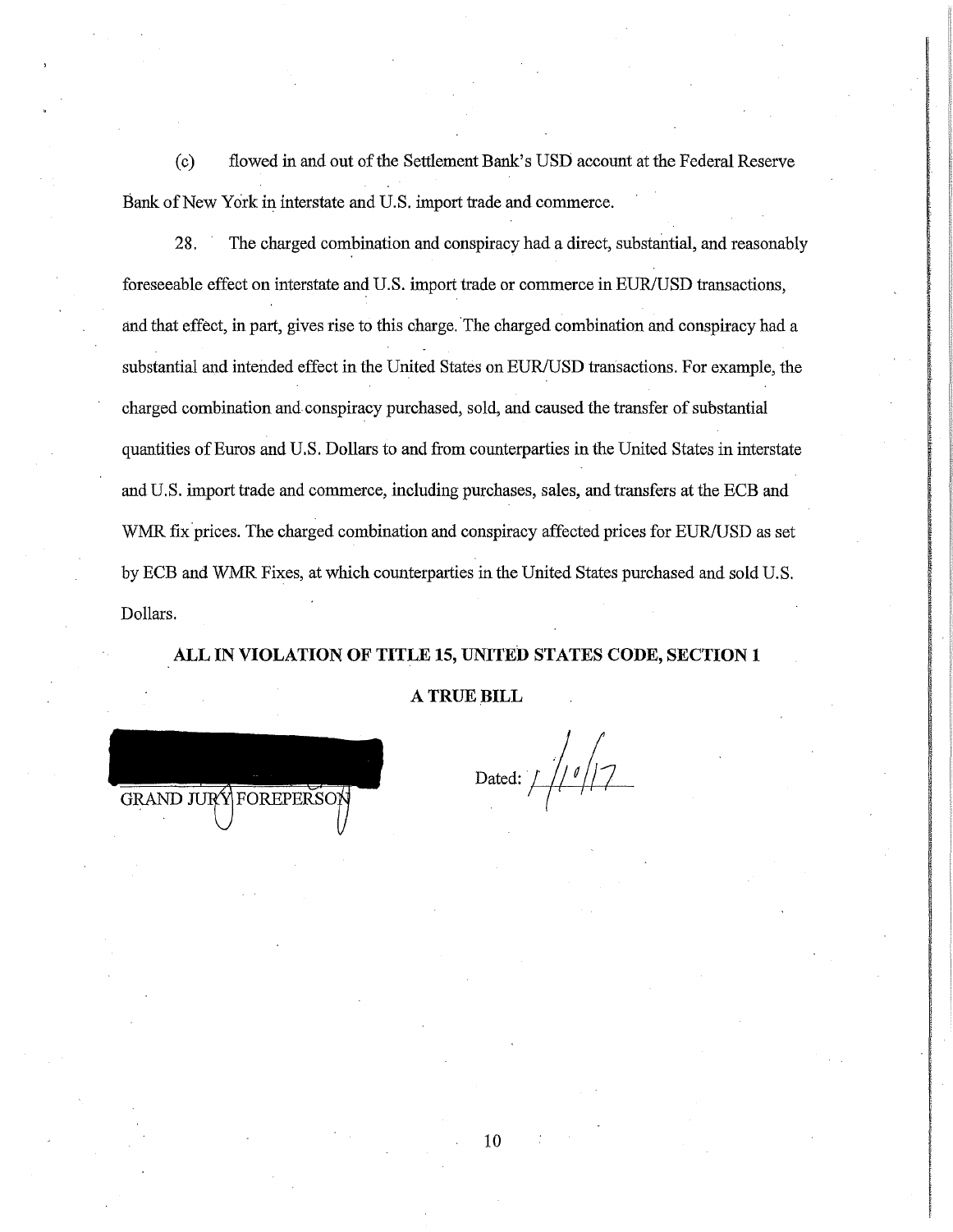(c) flowed in and out of the Settlement Bank's USD account at the Federal Reserve Bank of New York in interstate and U.S. import trade and commerce.

28. The charged combination and conspiracy had a direct, substantial, and reasonably foreseeable effect on interstate and U.S. import trade or commerce in EUR/USD transactions, and that effect, in part, gives rise to this charge. The charged combination and conspiracy had a substantial and intended effect in the United States on EUR/USD transactions. For example, the charged combination and conspiracy purchased, sold, and caused the transfer of substantial quantities of Euros and U.S. Dollars to and from counterparties in the United States in interstate and U.S. import trade and commerce, including purchases, sales, and transfers at the ECB and WMR fix prices. The charged combination and conspiracy affected prices for EUR/USD as set by ECB and WMR Fixes, at which counterparties in the United States purchased and sold U.S. Dollars.

**ALL IN VIOLATION OF TITLE 15, UNITED STATES CODE, SECTION 1**

**A TRUE BILL**

GRAND JURY FOREPERSON

Dated: 1/10/17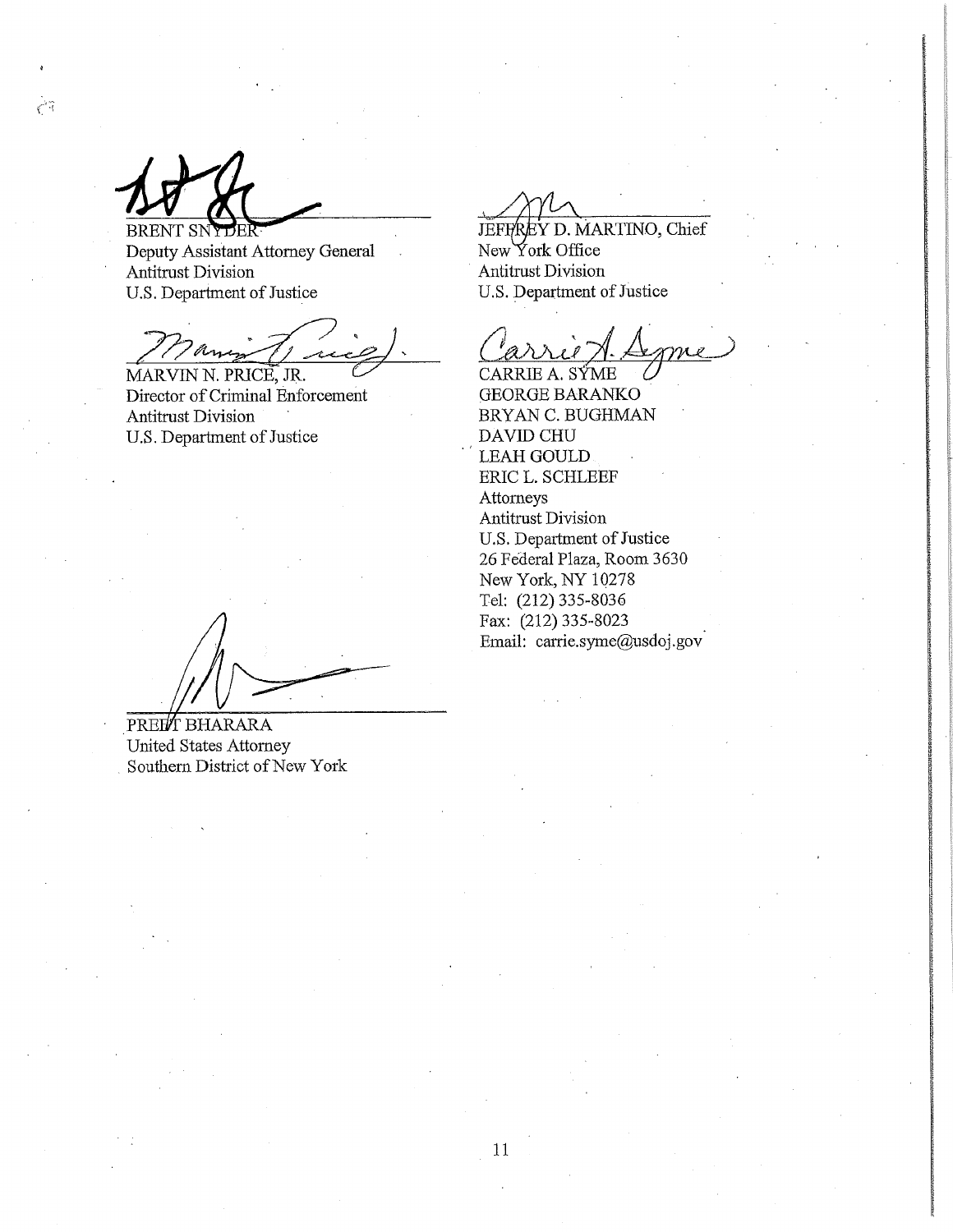BRENT SNYDER
Deputy Assistant Attorney General
Antitrust Division
U.S. Department of Justice

MARVIN N. PRICE, JR.
Director of Criminal Enforcement
Antitrust Division
U.S. Department of Justice

PREET BHARARA
United States Attorney
Southern District of New York

JEFFREY D. MARTINO, Chief
New York Office
Antitrust Division
U.S. Department of Justice

CARRIE A. SYME
GEORGE BARANKO
BRYAN C. BUGHMAN
DAVID CHU
LEAH GOULD
ERIC L. SCHLEEF
Attorneys
Antitrust Division
U.S. Department of Justice
26 Federal Plaza, Room 3630
New York, NY 10278
Tel: (212) 335-8036
Fax: (212) 335-8023
Email: carrie.syme@usdoj.gov